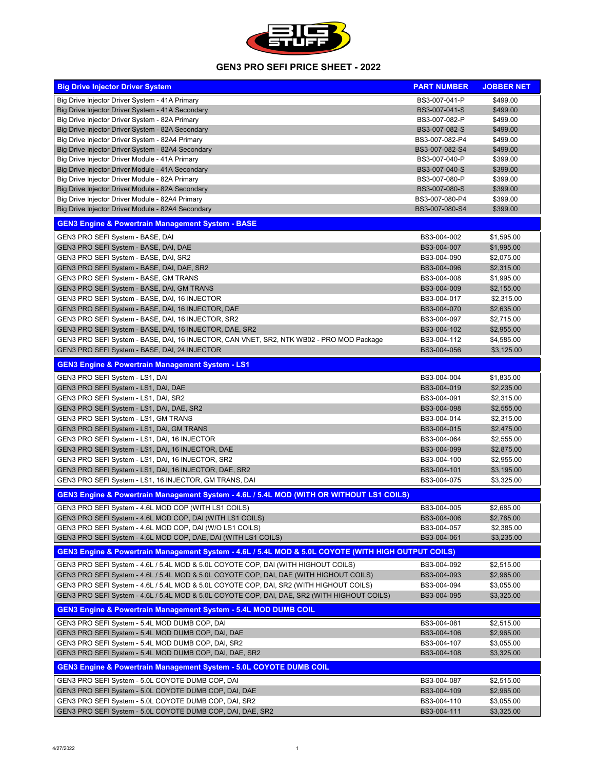# GEN3 PRO SEFI PRICE SHEET - 2022

| Big Drive Injector Driver System | PART NUMBER | JOBBER NET |
|---|---|---|
| Big Drive Injector Driver System - 41A Primary | BS3-007-041-P | $499.00 |
| Big Drive Injector Driver System - 41A Secondary | BS3-007-041-S | $499.00 |
| Big Drive Injector Driver System - 82A Primary | BS3-007-082-P | $499.00 |
| Big Drive Injector Driver System - 82A Secondary | BS3-007-082-S | $499.00 |
| Big Drive Injector Driver System - 82A4 Primary | BS3-007-082-P4 | $499.00 |
| Big Drive Injector Driver System - 82A4 Secondary | BS3-007-082-S4 | $499.00 |
| Big Drive Injector Driver Module - 41A Primary | BS3-007-040-P | $399.00 |
| Big Drive Injector Driver Module - 41A Secondary | BS3-007-040-S | $399.00 |
| Big Drive Injector Driver Module - 82A Primary | BS3-007-080-P | $399.00 |
| Big Drive Injector Driver Module - 82A Secondary | BS3-007-080-S | $399.00 |
| Big Drive Injector Driver Module - 82A4 Primary | BS3-007-080-P4 | $399.00 |
| Big Drive Injector Driver Module - 82A4 Secondary | BS3-007-080-S4 | $399.00 |
| **GEN3 Engine & Powertrain Management System - BASE** | | |
| GEN3 PRO SEFI System - BASE, DAI | BS3-004-002 | $1,595.00 |
| GEN3 PRO SEFI System - BASE, DAI, DAE | BS3-004-007 | $1,995.00 |
| GEN3 PRO SEFI System - BASE, DAI, SR2 | BS3-004-090 | $2,075.00 |
| GEN3 PRO SEFI System - BASE, DAI, DAE, SR2 | BS3-004-096 | $2,315.00 |
| GEN3 PRO SEFI System - BASE, GM TRANS | BS3-004-008 | $1,995.00 |
| GEN3 PRO SEFI System - BASE, DAI, GM TRANS | BS3-004-009 | $2,155.00 |
| GEN3 PRO SEFI System - BASE, DAI, 16 INJECTOR | BS3-004-017 | $2,315.00 |
| GEN3 PRO SEFI System - BASE, DAI, 16 INJECTOR, DAE | BS3-004-070 | $2,635.00 |
| GEN3 PRO SEFI System - BASE, DAI, 16 INJECTOR, SR2 | BS3-004-097 | $2,715.00 |
| GEN3 PRO SEFI System - BASE, DAI, 16 INJECTOR, DAE, SR2 | BS3-004-102 | $2,955.00 |
| GEN3 PRO SEFI System - BASE, DAI, 16 INJECTOR, CAN VNET, SR2, NTK WB02 - PRO MOD Package | BS3-004-112 | $4,585.00 |
| GEN3 PRO SEFI System - BASE, DAI, 24 INJECTOR | BS3-004-056 | $3,125.00 |
| **GEN3 Engine & Powertrain Management System - LS1** | | |
| GEN3 PRO SEFI System - LS1, DAI | BS3-004-004 | $1,835.00 |
| GEN3 PRO SEFI System - LS1, DAI, DAE | BS3-004-019 | $2,235.00 |
| GEN3 PRO SEFI System - LS1, DAI, SR2 | BS3-004-091 | $2,315.00 |
| GEN3 PRO SEFI System - LS1, DAI, DAE, SR2 | BS3-004-098 | $2,555.00 |
| GEN3 PRO SEFI System - LS1, GM TRANS | BS3-004-014 | $2,315.00 |
| GEN3 PRO SEFI System - LS1, DAI, GM TRANS | BS3-004-015 | $2,475.00 |
| GEN3 PRO SEFI System - LS1, DAI, 16 INJECTOR | BS3-004-064 | $2,555.00 |
| GEN3 PRO SEFI System - LS1, DAI, 16 INJECTOR, DAE | BS3-004-099 | $2,875.00 |
| GEN3 PRO SEFI System - LS1, DAI, 16 INJECTOR, SR2 | BS3-004-100 | $2,955.00 |
| GEN3 PRO SEFI System - LS1, DAI, 16 INJECTOR, DAE, SR2 | BS3-004-101 | $3,195.00 |
| GEN3 PRO SEFI System - LS1, 16 INJECTOR, GM TRANS, DAI | BS3-004-075 | $3,325.00 |
| **GEN3 Engine & Powertrain Management System - 4.6L / 5.4L MOD (WITH OR WITHOUT LS1 COILS)** | | |
| GEN3 PRO SEFI System - 4.6L MOD COP (WITH LS1 COILS) | BS3-004-005 | $2,685.00 |
| GEN3 PRO SEFI System - 4.6L MOD COP, DAI (WITH LS1 COILS) | BS3-004-006 | $2,785.00 |
| GEN3 PRO SEFI System - 4.6L MOD COP, DAI (W/O LS1 COILS) | BS3-004-057 | $2,385.00 |
| GEN3 PRO SEFI System - 4.6L MOD COP, DAE, DAI (WITH LS1 COILS) | BS3-004-061 | $3,235.00 |
| **GEN3 Engine & Powertrain Management System - 4.6L / 5.4L MOD & 5.0L COYOTE (WITH HIGH OUTPUT COILS)** | | |
| GEN3 PRO SEFI System - 4.6L / 5.4L MOD & 5.0L COYOTE COP, DAI (WITH HIGHOUT COILS) | BS3-004-092 | $2,515.00 |
| GEN3 PRO SEFI System - 4.6L / 5.4L MOD & 5.0L COYOTE COP, DAI, DAE (WITH HIGHOUT COILS) | BS3-004-093 | $2,965.00 |
| GEN3 PRO SEFI System - 4.6L / 5.4L MOD & 5.0L COYOTE COP, DAI, SR2 (WITH HIGHOUT COILS) | BS3-004-094 | $3,055.00 |
| GEN3 PRO SEFI System - 4.6L / 5.4L MOD & 5.0L COYOTE COP, DAI, DAE, SR2 (WITH HIGHOUT COILS) | BS3-004-095 | $3,325.00 |
| **GEN3 Engine & Powertrain Management System - 5.4L MOD DUMB COIL** | | |
| GEN3 PRO SEFI System - 5.4L MOD DUMB COP, DAI | BS3-004-081 | $2,515.00 |
| GEN3 PRO SEFI System - 5.4L MOD DUMB COP, DAI, DAE | BS3-004-106 | $2,965.00 |
| GEN3 PRO SEFI System - 5.4L MOD DUMB COP, DAI, SR2 | BS3-004-107 | $3,055.00 |
| GEN3 PRO SEFI System - 5.4L MOD DUMB COP, DAI, DAE, SR2 | BS3-004-108 | $3,325.00 |
| **GEN3 Engine & Powertrain Management System - 5.0L COYOTE DUMB COIL** | | |
| GEN3 PRO SEFI System - 5.0L COYOTE DUMB COP, DAI | BS3-004-087 | $2,515.00 |
| GEN3 PRO SEFI System - 5.0L COYOTE DUMB COP, DAI, DAE | BS3-004-109 | $2,965.00 |
| GEN3 PRO SEFI System - 5.0L COYOTE DUMB COP, DAI, SR2 | BS3-004-110 | $3,055.00 |
| GEN3 PRO SEFI System - 5.0L COYOTE DUMB COP, DAI, DAE, SR2 | BS3-004-111 | $3,325.00 |

4/27/2022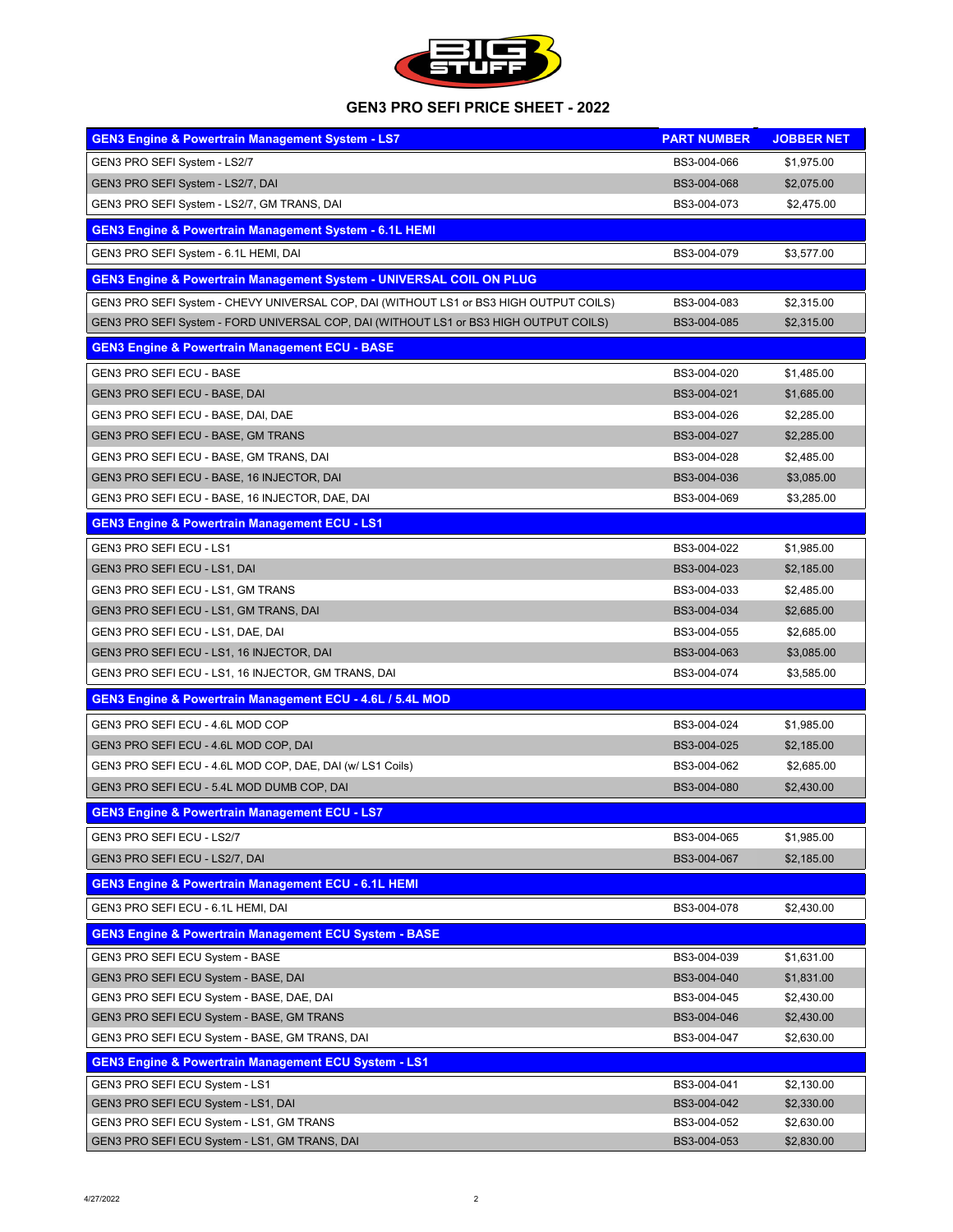## GEN3 PRO SEFI PRICE SHEET - 2022

| GEN3 Engine & Powertrain Management System - LS7 | PART NUMBER | JOBBER NET |
|---|---|---|
| GEN3 PRO SEFI System - LS2/7 | BS3-004-066 | $1,975.00 |
| GEN3 PRO SEFI System - LS2/7, DAI | BS3-004-068 | $2,075.00 |
| GEN3 PRO SEFI System - LS2/7, GM TRANS, DAI | BS3-004-073 | $2,475.00 |
| **GEN3 Engine & Powertrain Management System - 6.1L HEMI** | | |
| GEN3 PRO SEFI System - 6.1L HEMI, DAI | BS3-004-079 | $3,577.00 |
| **GEN3 Engine & Powertrain Management System - UNIVERSAL COIL ON PLUG** | | |
| GEN3 PRO SEFI System - CHEVY UNIVERSAL COP, DAI (WITHOUT LS1 or BS3 HIGH OUTPUT COILS) | BS3-004-083 | $2,315.00 |
| GEN3 PRO SEFI System - FORD UNIVERSAL COP, DAI (WITHOUT LS1 or BS3 HIGH OUTPUT COILS) | BS3-004-085 | $2,315.00 |
| **GEN3 Engine & Powertrain Management ECU - BASE** | | |
| GEN3 PRO SEFI ECU - BASE | BS3-004-020 | $1,485.00 |
| GEN3 PRO SEFI ECU - BASE, DAI | BS3-004-021 | $1,685.00 |
| GEN3 PRO SEFI ECU - BASE, DAI, DAE | BS3-004-026 | $2,285.00 |
| GEN3 PRO SEFI ECU - BASE, GM TRANS | BS3-004-027 | $2,285.00 |
| GEN3 PRO SEFI ECU - BASE, GM TRANS, DAI | BS3-004-028 | $2,485.00 |
| GEN3 PRO SEFI ECU - BASE, 16 INJECTOR, DAI | BS3-004-036 | $3,085.00 |
| GEN3 PRO SEFI ECU - BASE, 16 INJECTOR, DAE, DAI | BS3-004-069 | $3,285.00 |
| **GEN3 Engine & Powertrain Management ECU - LS1** | | |
| GEN3 PRO SEFI ECU - LS1 | BS3-004-022 | $1,985.00 |
| GEN3 PRO SEFI ECU - LS1, DAI | BS3-004-023 | $2,185.00 |
| GEN3 PRO SEFI ECU - LS1, GM TRANS | BS3-004-033 | $2,485.00 |
| GEN3 PRO SEFI ECU - LS1, GM TRANS, DAI | BS3-004-034 | $2,685.00 |
| GEN3 PRO SEFI ECU - LS1, DAE, DAI | BS3-004-055 | $2,685.00 |
| GEN3 PRO SEFI ECU - LS1, 16 INJECTOR, DAI | BS3-004-063 | $3,085.00 |
| GEN3 PRO SEFI ECU - LS1, 16 INJECTOR, GM TRANS, DAI | BS3-004-074 | $3,585.00 |
| **GEN3 Engine & Powertrain Management ECU - 4.6L / 5.4L MOD** | | |
| GEN3 PRO SEFI ECU - 4.6L MOD COP | BS3-004-024 | $1,985.00 |
| GEN3 PRO SEFI ECU - 4.6L MOD COP, DAI | BS3-004-025 | $2,185.00 |
| GEN3 PRO SEFI ECU - 4.6L MOD COP, DAE, DAI (w/ LS1 Coils) | BS3-004-062 | $2,685.00 |
| GEN3 PRO SEFI ECU - 5.4L MOD DUMB COP, DAI | BS3-004-080 | $2,430.00 |
| **GEN3 Engine & Powertrain Management ECU - LS7** | | |
| GEN3 PRO SEFI ECU - LS2/7 | BS3-004-065 | $1,985.00 |
| GEN3 PRO SEFI ECU - LS2/7, DAI | BS3-004-067 | $2,185.00 |
| **GEN3 Engine & Powertrain Management ECU - 6.1L HEMI** | | |
| GEN3 PRO SEFI ECU - 6.1L HEMI, DAI | BS3-004-078 | $2,430.00 |
| **GEN3 Engine & Powertrain Management ECU System - BASE** | | |
| GEN3 PRO SEFI ECU System - BASE | BS3-004-039 | $1,631.00 |
| GEN3 PRO SEFI ECU System - BASE, DAI | BS3-004-040 | $1,831.00 |
| GEN3 PRO SEFI ECU System - BASE, DAE, DAI | BS3-004-045 | $2,430.00 |
| GEN3 PRO SEFI ECU System - BASE, GM TRANS | BS3-004-046 | $2,430.00 |
| GEN3 PRO SEFI ECU System - BASE, GM TRANS, DAI | BS3-004-047 | $2,630.00 |
| **GEN3 Engine & Powertrain Management ECU System - LS1** | | |
| GEN3 PRO SEFI ECU System - LS1 | BS3-004-041 | $2,130.00 |
| GEN3 PRO SEFI ECU System - LS1, DAI | BS3-004-042 | $2,330.00 |
| GEN3 PRO SEFI ECU System - LS1, GM TRANS | BS3-004-052 | $2,630.00 |
| GEN3 PRO SEFI ECU System - LS1, GM TRANS, DAI | BS3-004-053 | $2,830.00 |

4/27/2022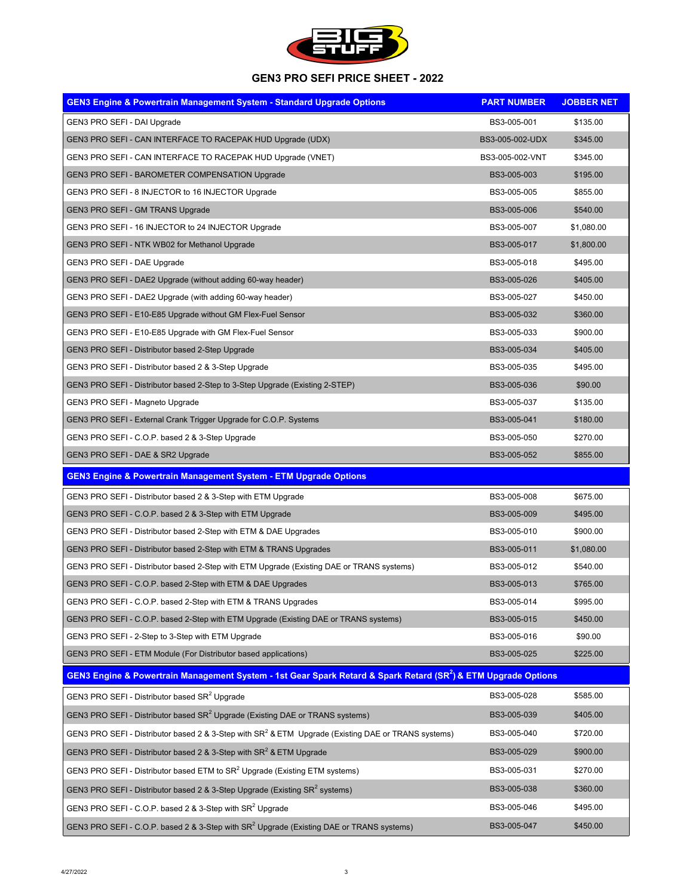## GEN3 PRO SEFI PRICE SHEET - 2022

| GEN3 Engine & Powertrain Management System - Standard Upgrade Options | PART NUMBER | JOBBER NET |
|---|---|---|
| GEN3 PRO SEFI - DAI Upgrade | BS3-005-001 | $135.00 |
| GEN3 PRO SEFI - CAN INTERFACE TO RACEPAK HUD Upgrade (UDX) | BS3-005-002-UDX | $345.00 |
| GEN3 PRO SEFI - CAN INTERFACE TO RACEPAK HUD Upgrade (VNET) | BS3-005-002-VNT | $345.00 |
| GEN3 PRO SEFI - BAROMETER COMPENSATION Upgrade | BS3-005-003 | $195.00 |
| GEN3 PRO SEFI - 8 INJECTOR to 16 INJECTOR Upgrade | BS3-005-005 | $855.00 |
| GEN3 PRO SEFI - GM TRANS Upgrade | BS3-005-006 | $540.00 |
| GEN3 PRO SEFI - 16 INJECTOR to 24 INJECTOR Upgrade | BS3-005-007 | $1,080.00 |
| GEN3 PRO SEFI - NTK WB02 for Methanol Upgrade | BS3-005-017 | $1,800.00 |
| GEN3 PRO SEFI - DAE Upgrade | BS3-005-018 | $495.00 |
| GEN3 PRO SEFI - DAE2 Upgrade (without adding 60-way header) | BS3-005-026 | $405.00 |
| GEN3 PRO SEFI - DAE2 Upgrade (with adding 60-way header) | BS3-005-027 | $450.00 |
| GEN3 PRO SEFI - E10-E85 Upgrade without GM Flex-Fuel Sensor | BS3-005-032 | $360.00 |
| GEN3 PRO SEFI - E10-E85 Upgrade with GM Flex-Fuel Sensor | BS3-005-033 | $900.00 |
| GEN3 PRO SEFI - Distributor based 2-Step Upgrade | BS3-005-034 | $405.00 |
| GEN3 PRO SEFI - Distributor based 2 & 3-Step Upgrade | BS3-005-035 | $495.00 |
| GEN3 PRO SEFI - Distributor based 2-Step to 3-Step Upgrade (Existing 2-STEP) | BS3-005-036 | $90.00 |
| GEN3 PRO SEFI - Magneto Upgrade | BS3-005-037 | $135.00 |
| GEN3 PRO SEFI - External Crank Trigger Upgrade for C.O.P. Systems | BS3-005-041 | $180.00 |
| GEN3 PRO SEFI - C.O.P. based 2 & 3-Step Upgrade | BS3-005-050 | $270.00 |
| GEN3 PRO SEFI - DAE & SR2 Upgrade | BS3-005-052 | $855.00 |
| **GEN3 Engine & Powertrain Management System - ETM Upgrade Options** | | |
| GEN3 PRO SEFI - Distributor based 2 & 3-Step with ETM Upgrade | BS3-005-008 | $675.00 |
| GEN3 PRO SEFI - C.O.P. based 2 & 3-Step with ETM Upgrade | BS3-005-009 | $495.00 |
| GEN3 PRO SEFI - Distributor based 2-Step with ETM & DAE Upgrades | BS3-005-010 | $900.00 |
| GEN3 PRO SEFI - Distributor based 2-Step with ETM & TRANS Upgrades | BS3-005-011 | $1,080.00 |
| GEN3 PRO SEFI - Distributor based 2-Step with ETM Upgrade (Existing DAE or TRANS systems) | BS3-005-012 | $540.00 |
| GEN3 PRO SEFI - C.O.P. based 2-Step with ETM & DAE Upgrades | BS3-005-013 | $765.00 |
| GEN3 PRO SEFI - C.O.P. based 2-Step with ETM & TRANS Upgrades | BS3-005-014 | $995.00 |
| GEN3 PRO SEFI - C.O.P. based 2-Step with ETM Upgrade (Existing DAE or TRANS systems) | BS3-005-015 | $450.00 |
| GEN3 PRO SEFI - 2-Step to 3-Step with ETM Upgrade | BS3-005-016 | $90.00 |
| GEN3 PRO SEFI - ETM Module (For Distributor based applications) | BS3-005-025 | $225.00 |
| **GEN3 Engine & Powertrain Management System - 1st Gear Spark Retard & Spark Retard ($SR^2$) & ETM Upgrade Options** | | |
| GEN3 PRO SEFI - Distributor based $SR^2$ Upgrade | BS3-005-028 | $585.00 |
| GEN3 PRO SEFI - Distributor based $SR^2$ Upgrade (Existing DAE or TRANS systems) | BS3-005-039 | $405.00 |
| GEN3 PRO SEFI - Distributor based 2 & 3-Step with $SR^2$ & ETM Upgrade (Existing DAE or TRANS systems) | BS3-005-040 | $720.00 |
| GEN3 PRO SEFI - Distributor based 2 & 3-Step with $SR^2$ & ETM Upgrade | BS3-005-029 | $900.00 |
| GEN3 PRO SEFI - Distributor based ETM to $SR^2$ Upgrade (Existing ETM systems) | BS3-005-031 | $270.00 |
| GEN3 PRO SEFI - Distributor based 2 & 3-Step Upgrade (Existing $SR^2$ systems) | BS3-005-038 | $360.00 |
| GEN3 PRO SEFI - C.O.P. based 2 & 3-Step with $SR^2$ Upgrade | BS3-005-046 | $495.00 |
| GEN3 PRO SEFI - C.O.P. based 2 & 3-Step with $SR^2$ Upgrade (Existing DAE or TRANS systems) | BS3-005-047 | $450.00 |

4/27/2022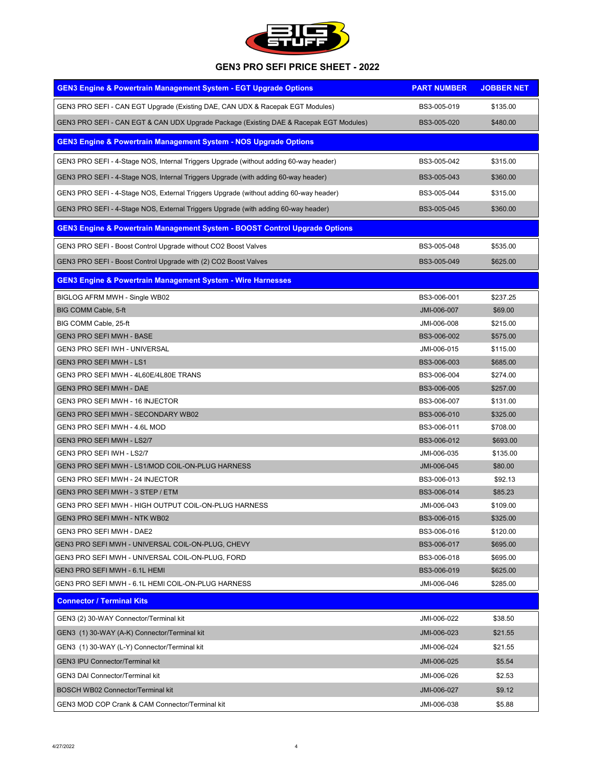## GEN3 PRO SEFI PRICE SHEET - 2022

| GEN3 Engine & Powertrain Management System - EGT Upgrade Options | PART NUMBER | JOBBER NET |
|---|---|---|
| GEN3 PRO SEFI - CAN EGT Upgrade (Existing DAE, CAN UDX & Racepak EGT Modules) | BS3-005-019 | $135.00 |
| GEN3 PRO SEFI - CAN EGT & CAN UDX Upgrade Package (Existing DAE & Racepak EGT Modules) | BS3-005-020 | $480.00 |
| **GEN3 Engine & Powertrain Management System - NOS Upgrade Options** | | |
| GEN3 PRO SEFI - 4-Stage NOS, Internal Triggers Upgrade (without adding 60-way header) | BS3-005-042 | $315.00 |
| GEN3 PRO SEFI - 4-Stage NOS, Internal Triggers Upgrade (with adding 60-way header) | BS3-005-043 | $360.00 |
| GEN3 PRO SEFI - 4-Stage NOS, External Triggers Upgrade (without adding 60-way header) | BS3-005-044 | $315.00 |
| GEN3 PRO SEFI - 4-Stage NOS, External Triggers Upgrade (with adding 60-way header) | BS3-005-045 | $360.00 |
| **GEN3 Engine & Powertrain Management System - BOOST Control Upgrade Options** | | |
| GEN3 PRO SEFI - Boost Control Upgrade without CO2 Boost Valves | BS3-005-048 | $535.00 |
| GEN3 PRO SEFI - Boost Control Upgrade with (2) CO2 Boost Valves | BS3-005-049 | $625.00 |
| **GEN3 Engine & Powertrain Management System - Wire Harnesses** | | |
| BIGLOG AFRM MWH - Single WB02 | BS3-006-001 | $237.25 |
| BIG COMM Cable, 5-ft | JMI-006-007 | $69.00 |
| BIG COMM Cable, 25-ft | JMI-006-008 | $215.00 |
| GEN3 PRO SEFI MWH - BASE | BS3-006-002 | $575.00 |
| GEN3 PRO SEFI IWH - UNIVERSAL | JMI-006-015 | $115.00 |
| GEN3 PRO SEFI MWH - LS1 | BS3-006-003 | $685.00 |
| GEN3 PRO SEFI MWH - 4L60E/4L80E TRANS | BS3-006-004 | $274.00 |
| GEN3 PRO SEFI MWH - DAE | BS3-006-005 | $257.00 |
| GEN3 PRO SEFI MWH - 16 INJECTOR | BS3-006-007 | $131.00 |
| GEN3 PRO SEFI MWH - SECONDARY WB02 | BS3-006-010 | $325.00 |
| GEN3 PRO SEFI MWH - 4.6L MOD | BS3-006-011 | $708.00 |
| GEN3 PRO SEFI MWH - LS2/7 | BS3-006-012 | $693.00 |
| GEN3 PRO SEFI IWH - LS2/7 | JMI-006-035 | $135.00 |
| GEN3 PRO SEFI MWH - LS1/MOD COIL-ON-PLUG HARNESS | JMI-006-045 | $80.00 |
| GEN3 PRO SEFI MWH - 24 INJECTOR | BS3-006-013 | $92.13 |
| GEN3 PRO SEFI MWH - 3 STEP / ETM | BS3-006-014 | $85.23 |
| GEN3 PRO SEFI MWH - HIGH OUTPUT COIL-ON-PLUG HARNESS | JMI-006-043 | $109.00 |
| GEN3 PRO SEFI MWH - NTK WB02 | BS3-006-015 | $325.00 |
| GEN3 PRO SEFI MWH - DAE2 | BS3-006-016 | $120.00 |
| GEN3 PRO SEFI MWH - UNIVERSAL COIL-ON-PLUG, CHEVY | BS3-006-017 | $695.00 |
| GEN3 PRO SEFI MWH - UNIVERSAL COIL-ON-PLUG, FORD | BS3-006-018 | $695.00 |
| GEN3 PRO SEFI MWH - 6.1L HEMI | BS3-006-019 | $625.00 |
| GEN3 PRO SEFI MWH - 6.1L HEMI COIL-ON-PLUG HARNESS | JMI-006-046 | $285.00 |
| **Connector / Terminal Kits** | | |
| GEN3 (2) 30-WAY Connector/Terminal kit | JMI-006-022 | $38.50 |
| GEN3 (1) 30-WAY (A-K) Connector/Terminal kit | JMI-006-023 | $21.55 |
| GEN3 (1) 30-WAY (L-Y) Connector/Terminal kit | JMI-006-024 | $21.55 |
| GEN3 IPU Connector/Terminal kit | JMI-006-025 | $5.54 |
| GEN3 DAI Connector/Terminal kit | JMI-006-026 | $2.53 |
| BOSCH WB02 Connector/Terminal kit | JMI-006-027 | $9.12 |
| GEN3 MOD COP Crank & CAM Connector/Terminal kit | JMI-006-038 | $5.88 |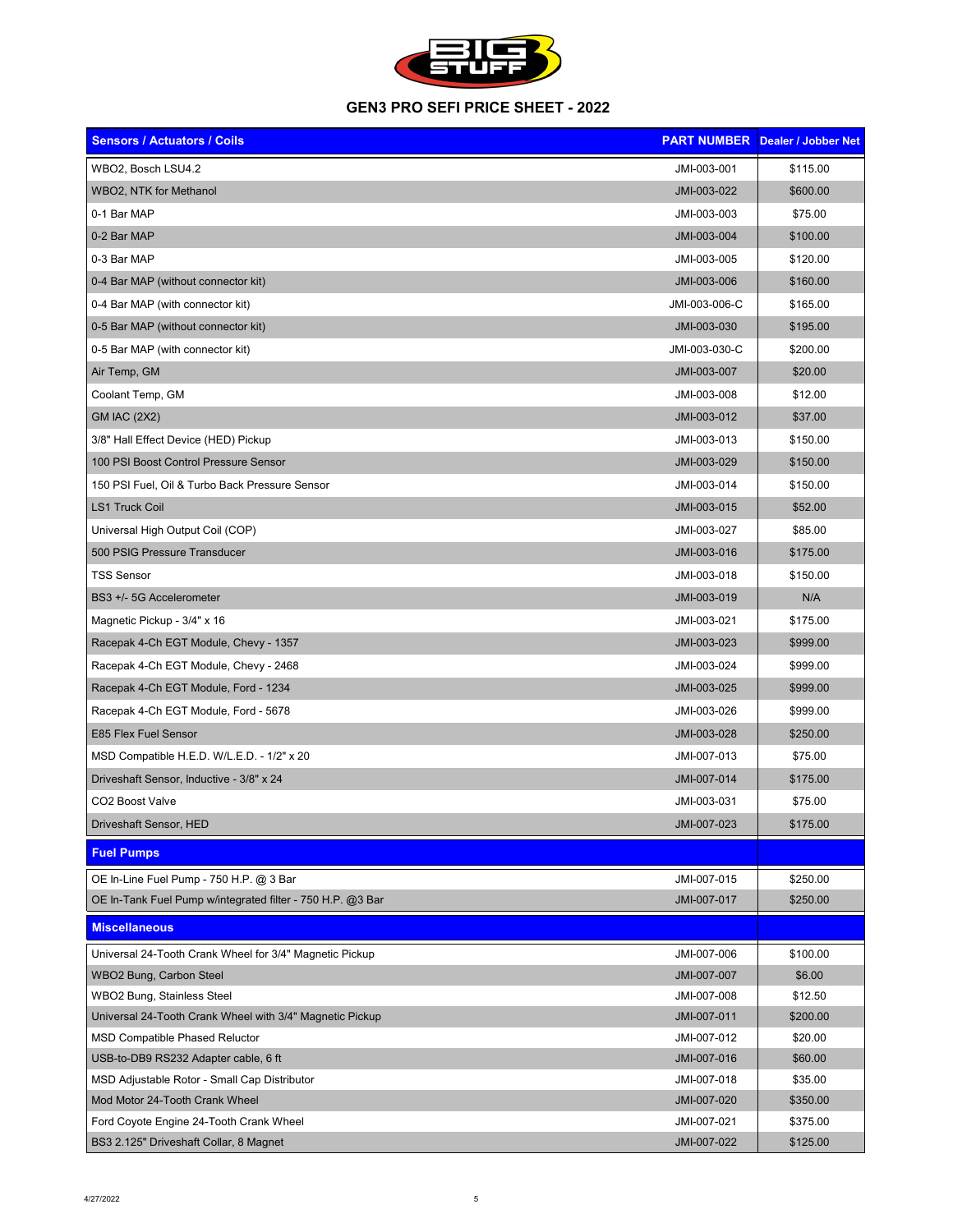# GEN3 PRO SEFI PRICE SHEET - 2022

| Sensors / Actuators / Coils | PART NUMBER | Dealer / Jobber Net |
|---|---|---|
| WBO2, Bosch LSU4.2 | JMI-003-001 | $115.00 |
| WBO2, NTK for Methanol | JMI-003-022 | $600.00 |
| 0-1 Bar MAP | JMI-003-003 | $75.00 |
| 0-2 Bar MAP | JMI-003-004 | $100.00 |
| 0-3 Bar MAP | JMI-003-005 | $120.00 |
| 0-4 Bar MAP (without connector kit) | JMI-003-006 | $160.00 |
| 0-4 Bar MAP (with connector kit) | JMI-003-006-C | $165.00 |
| 0-5 Bar MAP (without connector kit) | JMI-003-030 | $195.00 |
| 0-5 Bar MAP (with connector kit) | JMI-003-030-C | $200.00 |
| Air Temp, GM | JMI-003-007 | $20.00 |
| Coolant Temp, GM | JMI-003-008 | $12.00 |
| GM IAC (2X2) | JMI-003-012 | $37.00 |
| 3/8" Hall Effect Device (HED) Pickup | JMI-003-013 | $150.00 |
| 100 PSI Boost Control Pressure Sensor | JMI-003-029 | $150.00 |
| 150 PSI Fuel, Oil & Turbo Back Pressure Sensor | JMI-003-014 | $150.00 |
| LS1 Truck Coil | JMI-003-015 | $52.00 |
| Universal High Output Coil (COP) | JMI-003-027 | $85.00 |
| 500 PSIG Pressure Transducer | JMI-003-016 | $175.00 |
| TSS Sensor | JMI-003-018 | $150.00 |
| BS3 +/- 5G Accelerometer | JMI-003-019 | N/A |
| Magnetic Pickup - 3/4" x 16 | JMI-003-021 | $175.00 |
| Racepak 4-Ch EGT Module, Chevy - 1357 | JMI-003-023 | $999.00 |
| Racepak 4-Ch EGT Module, Chevy - 2468 | JMI-003-024 | $999.00 |
| Racepak 4-Ch EGT Module, Ford - 1234 | JMI-003-025 | $999.00 |
| Racepak 4-Ch EGT Module, Ford - 5678 | JMI-003-026 | $999.00 |
| E85 Flex Fuel Sensor | JMI-003-028 | $250.00 |
| MSD Compatible H.E.D. W/L.E.D. - 1/2" x 20 | JMI-007-013 | $75.00 |
| Driveshaft Sensor, Inductive - 3/8" x 24 | JMI-007-014 | $175.00 |
| CO2 Boost Valve | JMI-003-031 | $75.00 |
| Driveshaft Sensor, HED | JMI-007-023 | $175.00 |
| **Fuel Pumps** | | |
| OE In-Line Fuel Pump - 750 H.P. @ 3 Bar | JMI-007-015 | $250.00 |
| OE In-Tank Fuel Pump w/integrated filter - 750 H.P. @3 Bar | JMI-007-017 | $250.00 |
| **Miscellaneous** | | |
| Universal 24-Tooth Crank Wheel for 3/4" Magnetic Pickup | JMI-007-006 | $100.00 |
| WBO2 Bung, Carbon Steel | JMI-007-007 | $6.00 |
| WBO2 Bung, Stainless Steel | JMI-007-008 | $12.50 |
| Universal 24-Tooth Crank Wheel with 3/4" Magnetic Pickup | JMI-007-011 | $200.00 |
| MSD Compatible Phased Reluctor | JMI-007-012 | $20.00 |
| USB-to-DB9 RS232 Adapter cable, 6 ft | JMI-007-016 | $60.00 |
| MSD Adjustable Rotor - Small Cap Distributor | JMI-007-018 | $35.00 |
| Mod Motor 24-Tooth Crank Wheel | JMI-007-020 | $350.00 |
| Ford Coyote Engine 24-Tooth Crank Wheel | JMI-007-021 | $375.00 |
| BS3 2.125" Driveshaft Collar, 8 Magnet | JMI-007-022 | $125.00 |

4/27/2022